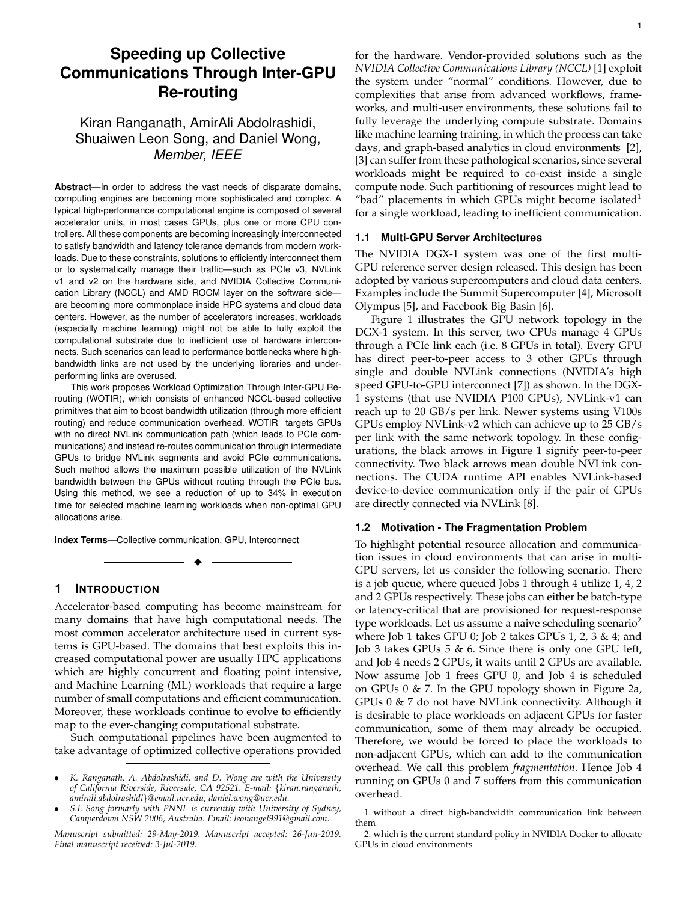# Speeding up Collective Communications Through Inter-GPU Re-routing

Kiran Ranganath, AmirAli Abdolrashidi, Shuaiwen Leon Song, and Daniel Wong, *Member, IEEE*

**Abstract**—In order to address the vast needs of disparate domains, computing engines are becoming more sophisticated and complex. A typical high-performance computational engine is composed of several accelerator units, in most cases GPUs, plus one or more CPU controllers. All these components are becoming increasingly interconnected to satisfy bandwidth and latency tolerance demands from modern workloads. Due to these constraints, solutions to efficiently interconnect them or to systematically manage their traffic—such as PCIe v3, NVLink v1 and v2 on the hardware side, and NVIDIA Collective Communication Library (NCCL) and AMD ROCM layer on the software side—are becoming more commonplace inside HPC systems and cloud data centers. However, as the number of accelerators increases, workloads (especially machine learning) might not be able to fully exploit the computational substrate due to inefficient use of hardware interconnects. Such scenarios can lead to performance bottlenecks where high-bandwidth links are not used by the underlying libraries and under-performing links are overused.

This work proposes Workload Optimization Through Inter-GPU Re-routing (WOTIR), which consists of enhanced NCCL-based collective primitives that aim to boost bandwidth utilization (through more efficient routing) and reduce communication overhead. WOTIR targets GPUs with no direct NVLink communication path (which leads to PCIe communications) and instead re-routes communication through intermediate GPUs to bridge NVLink segments and avoid PCIe communications. Such method allows the maximum possible utilization of the NVLink bandwidth between the GPUs without routing through the PCIe bus. Using this method, we see a reduction of up to 34% in execution time for selected machine learning workloads when non-optimal GPU allocations arise.

**Index Terms**—Collective communication, GPU, Interconnect

## 1 Introduction

Accelerator-based computing has become mainstream for many domains that have high computational needs. The most common accelerator architecture used in current systems is GPU-based. The domains that best exploits this increased computational power are usually HPC applications which are highly concurrent and floating point intensive, and Machine Learning (ML) workloads that require a large number of small computations and efficient communication. Moreover, these workloads continue to evolve to efficiently map to the ever-changing computational substrate.

Such computational pipelines have been augmented to take advantage of optimized collective operations provided for the hardware. Vendor-provided solutions such as the *NVIDIA Collective Communications Library (NCCL)* [1] exploit the system under “normal” conditions. However, due to complexities that arise from advanced workflows, frameworks, and multi-user environments, these solutions fail to fully leverage the underlying compute substrate. Domains like machine learning training, in which the process can take days, and graph-based analytics in cloud environments [2], [3] can suffer from these pathological scenarios, since several workloads might be required to co-exist inside a single compute node. Such partitioning of resources might lead to “bad” placements in which GPUs might become isolated[1] for a single workload, leading to inefficient communication.

- *K. Ranganath, A. Abdolrashidi, and D. Wong are with the University of California Riverside, Riverside, CA 92521. E-mail: {kiran.ranganath, amirali.abdolrashidi}@email.ucr.edu, daniel.wong@ucr.edu.*
- *S.L Song formarly with PNNL is currently with University of Sydney, Camperdown NSW 2006, Australia. Email: leonangel991@gmail.com.*

*Manuscript submitted: 29-May-2019. Manuscript accepted: 26-Jun-2019. Final manuscript received: 3-Jul-2019.*

### 1.1 Multi-GPU Server Architectures

The NVIDIA DGX-1 system was one of the first multi-GPU reference server design released. This design has been adopted by various supercomputers and cloud data centers. Examples include the Summit Supercomputer [4], Microsoft Olympus [5], and Facebook Big Basin [6].

Figure 1 illustrates the GPU network topology in the DGX-1 system. In this server, two CPUs manage 4 GPUs through a PCIe link each (i.e. 8 GPUs in total). Every GPU has direct peer-to-peer access to 3 other GPUs through single and double NVLink connections (NVIDIA’s high speed GPU-to-GPU interconnect [7]) as shown. In the DGX-1 systems (that use NVIDIA P100 GPUs), NVLink-v1 can reach up to 20 GB/s per link. Newer systems using V100s GPUs employ NVLink-v2 which can achieve up to 25 GB/s per link with the same network topology. In these configurations, the black arrows in Figure 1 signify peer-to-peer connectivity. Two black arrows mean double NVLink connections. The CUDA runtime API enables NVLink-based device-to-device communication only if the pair of GPUs are directly connected via NVLink [8].

### 1.2 Motivation - The Fragmentation Problem

To highlight potential resource allocation and communication issues in cloud environments that can arise in multi-GPU servers, let us consider the following scenario. There is a job queue, where queued Jobs 1 through 4 utilize 1, 4, 2 and 2 GPUs respectively. These jobs can either be batch-type or latency-critical that are provisioned for request-response type workloads. Let us assume a naive scheduling scenario[2] where Job 1 takes GPU 0; Job 2 takes GPUs 1, 2, 3 & 4; and Job 3 takes GPUs 5 & 6. Since there is only one GPU left, and Job 4 needs 2 GPUs, it waits until 2 GPUs are available. Now assume Job 1 frees GPU 0, and Job 4 is scheduled on GPUs 0 & 7. In the GPU topology shown in Figure 2a, GPUs 0 & 7 do not have NVLink connectivity. Although it is desirable to place workloads on adjacent GPUs for faster communication, some of them may already be occupied. Therefore, we would be forced to place the workloads to non-adjacent GPUs, which can add to the communication overhead. We call this problem *fragmentation*. Hence Job 4 running on GPUs 0 and 7 suffers from this communication overhead.

1. without a direct high-bandwidth communication link between them

2. which is the current standard policy in NVIDIA Docker to allocate GPUs in cloud environments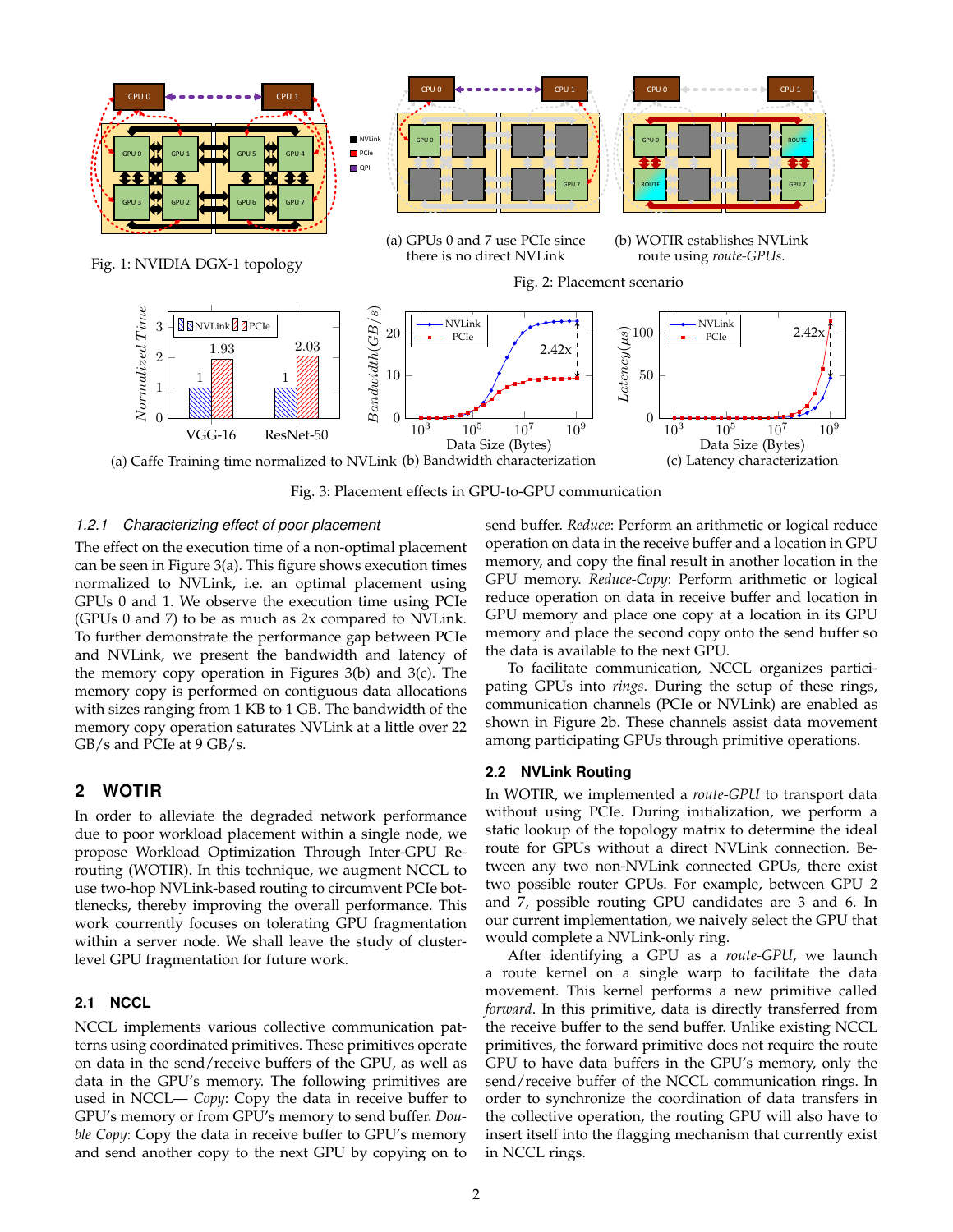CPU 0
CPU 1
GPU 0
GPU 1
GPU 5
GPU 4
GPU 3
GPU 2
GPU 6
GPU 7
NVLink
PCIe
QPI

Fig. 1: NVIDIA DGX-1 topology

CPU 0
CPU 1
GPU 0
GPU 7

(a) GPUs 0 and 7 use PCIe since there is no direct NVLink

CPU 0
CPU 1
GPU 0
ROUTE
ROUTE
GPU 7

(b) WOTIR establishes NVLink route using *route-GPUs.*

Fig. 2: Placement scenario

Normalized Time
NVLink
PCIe
1
1.93
1
2.03
VGG-16
ResNet-50

(a) Caffe Training time normalized to NVLink

Bandwidth(GB/s)
NVLink
PCIe
2.42x
Data Size (Bytes)

(b) Bandwidth characterization

Latency(μs)
NVLink
PCIe
2.42x
Data Size (Bytes)

(c) Latency characterization

Fig. 3: Placement effects in GPU-to-GPU communication

#### 1.2.1 Characterizing effect of poor placement

The effect on the execution time of a non-optimal placement can be seen in Figure 3(a). This figure shows execution times normalized to NVLink, i.e. an optimal placement using GPUs 0 and 1. We observe the execution time using PCIe (GPUs 0 and 7) to be as much as 2x compared to NVLink. To further demonstrate the performance gap between PCIe and NVLink, we present the bandwidth and latency of the memory copy operation in Figures 3(b) and 3(c). The memory copy is performed on contiguous data allocations with sizes ranging from 1 KB to 1 GB. The bandwidth of the memory copy operation saturates NVLink at a little over 22 GB/s and PCIe at 9 GB/s.

## 2 WOTIR

In order to alleviate the degraded network performance due to poor workload placement within a single node, we propose Workload Optimization Through Inter-GPU Re-routing (WOTIR). In this technique, we augment NCCL to use two-hop NVLink-based routing to circumvent PCIe bottlenecks, thereby improving the overall performance. This work currently focuses on tolerating GPU fragmentation within a server node. We shall leave the study of cluster-level GPU fragmentation for future work.

### 2.1 NCCL

NCCL implements various collective communication patterns using coordinated primitives. These primitives operate on data in the send/receive buffers of the GPU, as well as data in the GPU's memory. The following primitives are used in NCCL— *Copy*: Copy the data in receive buffer to GPU's memory or from GPU's memory to send buffer. *Double Copy*: Copy the data in receive buffer to GPU's memory and send another copy to the next GPU by copying on to send buffer. *Reduce*: Perform an arithmetic or logical reduce operation on data in the receive buffer and a location in GPU memory, and copy the final result in another location in the GPU memory. *Reduce-Copy*: Perform arithmetic or logical reduce operation on data in receive buffer and location in GPU memory and place one copy at a location in its GPU memory and place the second copy onto the send buffer so the data is available to the next GPU.

To facilitate communication, NCCL organizes participating GPUs into *rings*. During the setup of these rings, communication channels (PCIe or NVLink) are enabled as shown in Figure 2b. These channels assist data movement among participating GPUs through primitive operations.

### 2.2 NVLink Routing

In WOTIR, we implemented a *route-GPU* to transport data without using PCIe. During initialization, we perform a static lookup of the topology matrix to determine the ideal route for GPUs without a direct NVLink connection. Between any two non-NVLink connected GPUs, there exist two possible router GPUs. For example, between GPU 2 and 7, possible routing GPU candidates are 3 and 6. In our current implementation, we naively select the GPU that would complete a NVLink-only ring.

After identifying a GPU as a *route-GPU*, we launch a route kernel on a single warp to facilitate the data movement. This kernel performs a new primitive called *forward*. In this primitive, data is directly transferred from the receive buffer to the send buffer. Unlike existing NCCL primitives, the forward primitive does not require the route GPU to have data buffers in the GPU's memory, only the send/receive buffer of the NCCL communication rings. In order to synchronize the coordination of data transfers in the collective operation, the routing GPU will also have to insert itself into the flagging mechanism that currently exist in NCCL rings.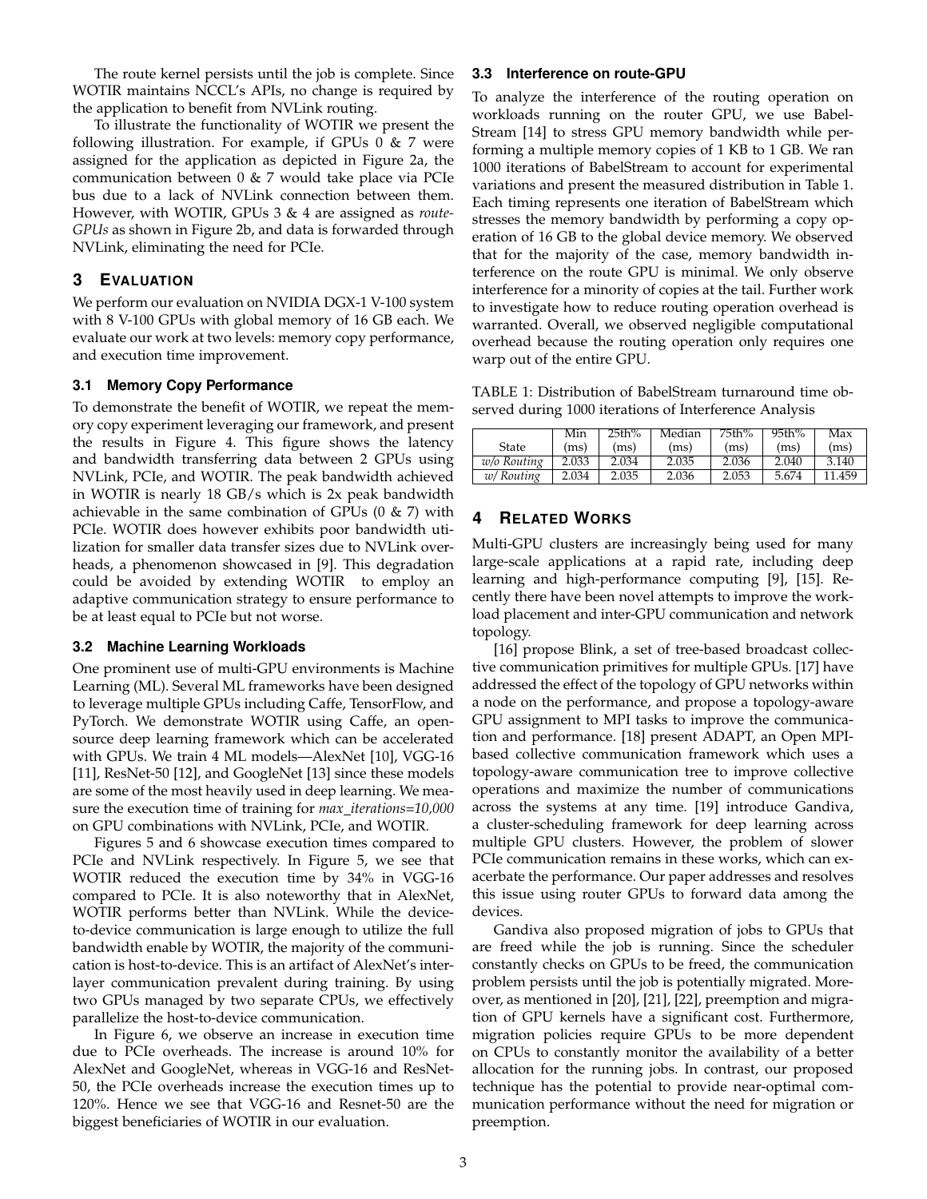The route kernel persists until the job is complete. Since WOTIR maintains NCCL's APIs, no change is required by the application to benefit from NVLink routing.

To illustrate the functionality of WOTIR we present the following illustration. For example, if GPUs 0 & 7 were assigned for the application as depicted in Figure 2a, the communication between 0 & 7 would take place via PCIe bus due to a lack of NVLink connection between them. However, with WOTIR, GPUs 3 & 4 are assigned as *route-GPUs* as shown in Figure 2b, and data is forwarded through NVLink, eliminating the need for PCIe.

## 3 Evaluation

We perform our evaluation on NVIDIA DGX-1 V-100 system with 8 V-100 GPUs with global memory of 16 GB each. We evaluate our work at two levels: memory copy performance, and execution time improvement.

### 3.1 Memory Copy Performance

To demonstrate the benefit of WOTIR, we repeat the memory copy experiment leveraging our framework, and present the results in Figure 4. This figure shows the latency and bandwidth transferring data between 2 GPUs using NVLink, PCIe, and WOTIR. The peak bandwidth achieved in WOTIR is nearly 18 GB/s which is 2x peak bandwidth achievable in the same combination of GPUs (0 & 7) with PCIe. WOTIR does however exhibits poor bandwidth utilization for smaller data transfer sizes due to NVLink overheads, a phenomenon showcased in [9]. This degradation could be avoided by extending WOTIR to employ an adaptive communication strategy to ensure performance to be at least equal to PCIe but not worse.

### 3.2 Machine Learning Workloads

One prominent use of multi-GPU environments is Machine Learning (ML). Several ML frameworks have been designed to leverage multiple GPUs including Caffe, TensorFlow, and PyTorch. We demonstrate WOTIR using Caffe, an open-source deep learning framework which can be accelerated with GPUs. We train 4 ML models—AlexNet [10], VGG-16 [11], ResNet-50 [12], and GoogleNet [13] since these models are some of the most heavily used in deep learning. We measure the execution time of training for *max_iterations=10,000* on GPU combinations with NVLink, PCIe, and WOTIR.

Figures 5 and 6 showcase execution times compared to PCIe and NVLink respectively. In Figure 5, we see that WOTIR reduced the execution time by 34% in VGG-16 compared to PCIe. It is also noteworthy that in AlexNet, WOTIR performs better than NVLink. While the device-to-device communication is large enough to utilize the full bandwidth enable by WOTIR, the majority of the communication is host-to-device. This is an artifact of AlexNet's inter-layer communication prevalent during training. By using two GPUs managed by two separate CPUs, we effectively parallelize the host-to-device communication.

In Figure 6, we observe an increase in execution time due to PCIe overheads. The increase is around 10% for AlexNet and GoogleNet, whereas in VGG-16 and ResNet-50, the PCIe overheads increase the execution times up to 120%. Hence we see that VGG-16 and Resnet-50 are the biggest beneficiaries of WOTIR in our evaluation.

### 3.3 Interference on route-GPU

To analyze the interference of the routing operation on workloads running on the router GPU, we use BabelStream [14] to stress GPU memory bandwidth while performing a multiple memory copies of 1 KB to 1 GB. We ran 1000 iterations of BabelStream to account for experimental variations and present the measured distribution in Table 1. Each timing represents one iteration of BabelStream which stresses the memory bandwidth by performing a copy operation of 16 GB to the global device memory. We observed that for the majority of the case, memory bandwidth interference on the route GPU is minimal. We only observe interference for a minority of copies at the tail. Further work to investigate how to reduce routing operation overhead is warranted. Overall, we observed negligible computational overhead because the routing operation only requires one warp out of the entire GPU.

TABLE 1: Distribution of BabelStream turnaround time observed during 1000 iterations of Interference Analysis

| State | Min (ms) | 25th% (ms) | Median (ms) | 75th% (ms) | 95th% (ms) | Max (ms) |
|---|---|---|---|---|---|---|
| *w/o Routing* | 2.033 | 2.034 | 2.035 | 2.036 | 2.040 | 3.140 |
| *w/ Routing* | 2.034 | 2.035 | 2.036 | 2.053 | 5.674 | 11.459 |

## 4 Related Works

Multi-GPU clusters are increasingly being used for many large-scale applications at a rapid rate, including deep learning and high-performance computing [9], [15]. Recently there have been novel attempts to improve the workload placement and inter-GPU communication and network topology.

[16] propose Blink, a set of tree-based broadcast collective communication primitives for multiple GPUs. [17] have addressed the effect of the topology of GPU networks within a node on the performance, and propose a topology-aware GPU assignment to MPI tasks to improve the communication and performance. [18] present ADAPT, an Open MPI-based collective communication framework which uses a topology-aware communication tree to improve collective operations and maximize the number of communications across the systems at any time. [19] introduce Gandiva, a cluster-scheduling framework for deep learning across multiple GPU clusters. However, the problem of slower PCIe communication remains in these works, which can exacerbate the performance. Our paper addresses and resolves this issue using router GPUs to forward data among the devices.

Gandiva also proposed migration of jobs to GPUs that are freed while the job is running. Since the scheduler constantly checks on GPUs to be freed, the communication problem persists until the job is potentially migrated. Moreover, as mentioned in [20], [21], [22], preemption and migration of GPU kernels have a significant cost. Furthermore, migration policies require GPUs to be more dependent on CPUs to constantly monitor the availability of a better allocation for the running jobs. In contrast, our proposed technique has the potential to provide near-optimal communication performance without the need for migration or preemption.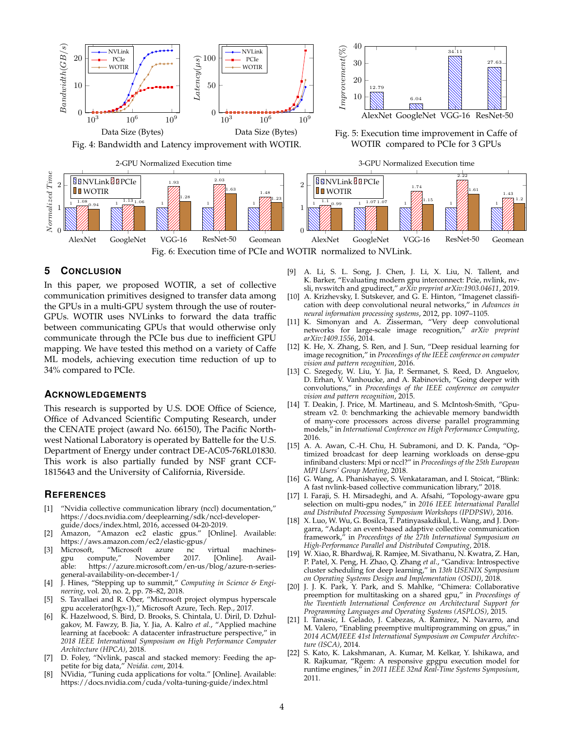Bandwidth(GB/s)
20
10
0
NVLink
PCIe
WOTIR
$10^3$ $10^6$ $10^9$
Data Size (Bytes)

Latency(μs)
100
50
0
NVLink
PCIe
WOTIR
$10^3$ $10^6$ $10^9$
Data Size (Bytes)

Fig. 4: Bandwidth and Latency improvement with WOTIR.

Improvement(%)
40
30
20
10
12.79
6.04
34.11
27.63
AlexNet GoogleNet VGG-16 ResNet-50

Fig. 5: Execution time improvement in Caffe of WOTIR compared to PCIe for 3 GPUs

2-GPU Normalized Execution time
Normalized Time
NVLink PCIe WOTIR
AlexNet: 1 1.08 0.94
GoogleNet: 1 1.13 1.06
VGG-16: 1 1.93 1.28
ResNet-50: 1 2.03 1.63
Geomean: 1 1.48 1.23

3-GPU Normalized Execution time
NVLink PCIe WOTIR
AlexNet: 1 1.1 0.99
GoogleNet: 1 1.07 1.07
VGG-16: 1 1.74 1.15
ResNet-50: 1 2.22 1.61
Geomean: 1 1.43 1.2

Fig. 6: Execution time of PCIe and WOTIR normalized to NVLink.

## 5 Conclusion

In this paper, we proposed WOTIR, a set of collective communication primitives designed to transfer data among the GPUs in a multi-GPU system through the use of router-GPUs. WOTIR uses NVLinks to forward the data traffic between communicating GPUs that would otherwise only communicate through the PCIe bus due to inefficient GPU mapping. We have tested this method on a variety of Caffe ML models, achieving execution time reduction of up to 34% compared to PCIe.

## Acknowledgements

This research is supported by U.S. DOE Office of Science, Office of Advanced Scientific Computing Research, under the CENATE project (award No. 66150), The Pacific Northwest National Laboratory is operated by Battelle for the U.S. Department of Energy under contract DE-AC05-76RL01830. This work is also partially funded by NSF grant CCF-1815643 and the University of California, Riverside.

## References

[1] "Nvidia collective communication library (nccl) documentation," https://docs.nvidia.com/deeplearning/sdk/nccl-developer-guide/docs/index.html, 2016, accessed 04-20-2019.

[2] Amazon, "Amazon ec2 elastic gpus." [Online]. Available: https://aws.amazon.com/ec2/elastic-gpus/

[3] Microsoft, "Microsoft azure nc virtual machines-gpu compute," November 2017. [Online]. Available: https://azure.microsoft.com/en-us/blog/azure-n-series-general-availability-on-december-1/

[4] J. Hines, "Stepping up to summit," *Computing in Science & Engineering*, vol. 20, no. 2, pp. 78–82, 2018.

[5] S. Tavallaei and R. Ober, "Microsoft project olympus hyperscale gpu accelerator(hgx-1)," Microsoft Azure, Tech. Rep., 2017.

[6] K. Hazelwood, S. Bird, D. Brooks, S. Chintala, U. Diril, D. Dzhulgakov, M. Fawzy, B. Jia, Y. Jia, A. Kalro *et al.*, "Applied machine learning at facebook: A datacenter infrastructure perspective," in *2018 IEEE International Symposium on High Performance Computer Architecture (HPCA)*, 2018.

[7] D. Foley, "Nvlink, pascal and stacked memory: Feeding the appetite for big data," *Nvidia. com*, 2014.

[8] NVidia, "Tuning cuda applications for volta." [Online]. Available: https://docs.nvidia.com/cuda/volta-tuning-guide/index.html

[9] A. Li, S. L. Song, J. Chen, J. Li, X. Liu, N. Tallent, and K. Barker, "Evaluating modern gpu interconnect: Pcie, nvlink, nvsli, nvswitch and gpudirect," *arXiv preprint arXiv:1903.04611*, 2019.

[10] A. Krizhevsky, I. Sutskever, and G. E. Hinton, "Imagenet classification with deep convolutional neural networks," in *Advances in neural information processing systems*, 2012, pp. 1097–1105.

[11] K. Simonyan and A. Zisserman, "Very deep convolutional networks for large-scale image recognition," *arXiv preprint arXiv:1409.1556*, 2014.

[12] K. He, X. Zhang, S. Ren, and J. Sun, "Deep residual learning for image recognition," in *Proceedings of the IEEE conference on computer vision and pattern recognition*, 2016.

[13] C. Szegedy, W. Liu, Y. Jia, P. Sermanet, S. Reed, D. Anguelov, D. Erhan, V. Vanhoucke, and A. Rabinovich, "Going deeper with convolutions," in *Proceedings of the IEEE conference on computer vision and pattern recognition*, 2015.

[14] T. Deakin, J. Price, M. Martineau, and S. McIntosh-Smith, "Gpu-stream v2. 0: benchmarking the achievable memory bandwidth of many-core processors across diverse parallel programming models," in *International Conference on High Performance Computing*, 2016.

[15] A. A. Awan, C.-H. Chu, H. Subramoni, and D. K. Panda, "Optimized broadcast for deep learning workloads on dense-gpu infiniband clusters: Mpi or nccl?" in *Proceedings of the 25th European MPI Users' Group Meeting*, 2018.

[16] G. Wang, A. Phanishayee, S. Venkataraman, and I. Stoicat, "Blink: A fast nvlink-based collective communication library," 2018.

[17] I. Faraji, S. H. Mirsadeghi, and A. Afsahi, "Topology-aware gpu selection on multi-gpu nodes," in *2016 IEEE International Parallel and Distributed Processing Symposium Workshops (IPDPSW)*, 2016.

[18] X. Luo, W. Wu, G. Bosilca, T. Patinyasakdikul, L. Wang, and J. Dongarra, "Adapt: an event-based adaptive collective communication framework," in *Proceedings of the 27th International Symposium on High-Performance Parallel and Distributed Computing*, 2018.

[19] W. Xiao, R. Bhardwaj, R. Ramjee, M. Sivathanu, N. Kwatra, Z. Han, P. Patel, X. Peng, H. Zhao, Q. Zhang *et al.*, "Gandiva: Introspective cluster scheduling for deep learning," in *13th USENIX Symposium on Operating Systems Design and Implementation (OSDI)*, 2018.

[20] J. J. K. Park, Y. Park, and S. Mahlke, "Chimera: Collaborative preemption for multitasking on a shared gpu," in *Proceedings of the Twentieth International Conference on Architectural Support for Programming Languages and Operating Systems (ASPLOS)*, 2015.

[21] I. Tanasic, I. Gelado, J. Cabezas, A. Ramirez, N. Navarro, and M. Valero, "Enabling preemptive multiprogramming on gpus," in *2014 ACM/IEEE 41st International Symposium on Computer Architecture (ISCA)*, 2014.

[22] S. Kato, K. Lakshmanan, A. Kumar, M. Kelkar, Y. Ishikawa, and R. Rajkumar, "Rgem: A responsive gpgpu execution model for runtime engines," in *2011 IEEE 32nd Real-Time Systems Symposium*, 2011.